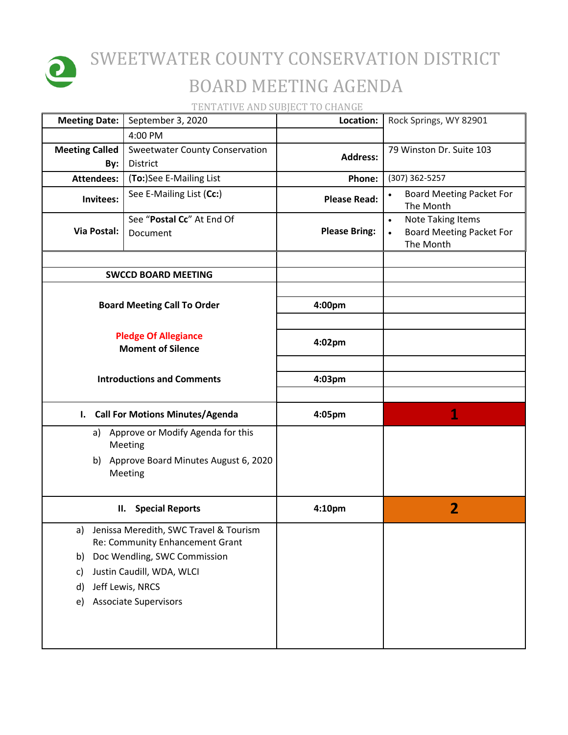# SWEETWATER COUNTY CONSERVATION DISTRICT

## BOARD MEETING AGENDA

TENTATIVE AND SUBJECT TO CHANGE

| **Meeting Date:** | September 3, 2020 | **Location:** | Rock Springs, WY 82901 |
|---|---|---|---|
| | 4:00 PM | | |
| **Meeting Called By:** | Sweetwater County Conservation District | **Address:** | 79 Winston Dr. Suite 103 |
| **Attendees:** | (**To:**)See E-Mailing List | **Phone:** | (307) 362-5257 |
| **Invitees:** | See E-Mailing List (**Cc:**) | **Please Read:** | • Board Meeting Packet For The Month |
| **Via Postal:** | See "**Postal Cc**" At End Of Document | **Please Bring:** | • Note Taking Items<br>• Board Meeting Packet For The Month |

| | | |
|---|---|---|
| **SWCCD BOARD MEETING** | | |
| **Board Meeting Call To Order** | **4:00pm** | |
| **Pledge Of Allegiance**<br>**Moment of Silence** | **4:02pm** | |
| **Introductions and Comments** | **4:03pm** | |
| **I. Call For Motions Minutes/Agenda** | **4:05pm** | **1** |
| a) Approve or Modify Agenda for this Meeting<br>b) Approve Board Minutes August 6, 2020 Meeting | | |
| **II. Special Reports** | **4:10pm** | **2** |
| a) Jenissa Meredith, SWC Travel & Tourism Re: Community Enhancement Grant<br>b) Doc Wendling, SWC Commission<br>c) Justin Caudill, WDA, WLCI<br>d) Jeff Lewis, NRCS<br>e) Associate Supervisors | | |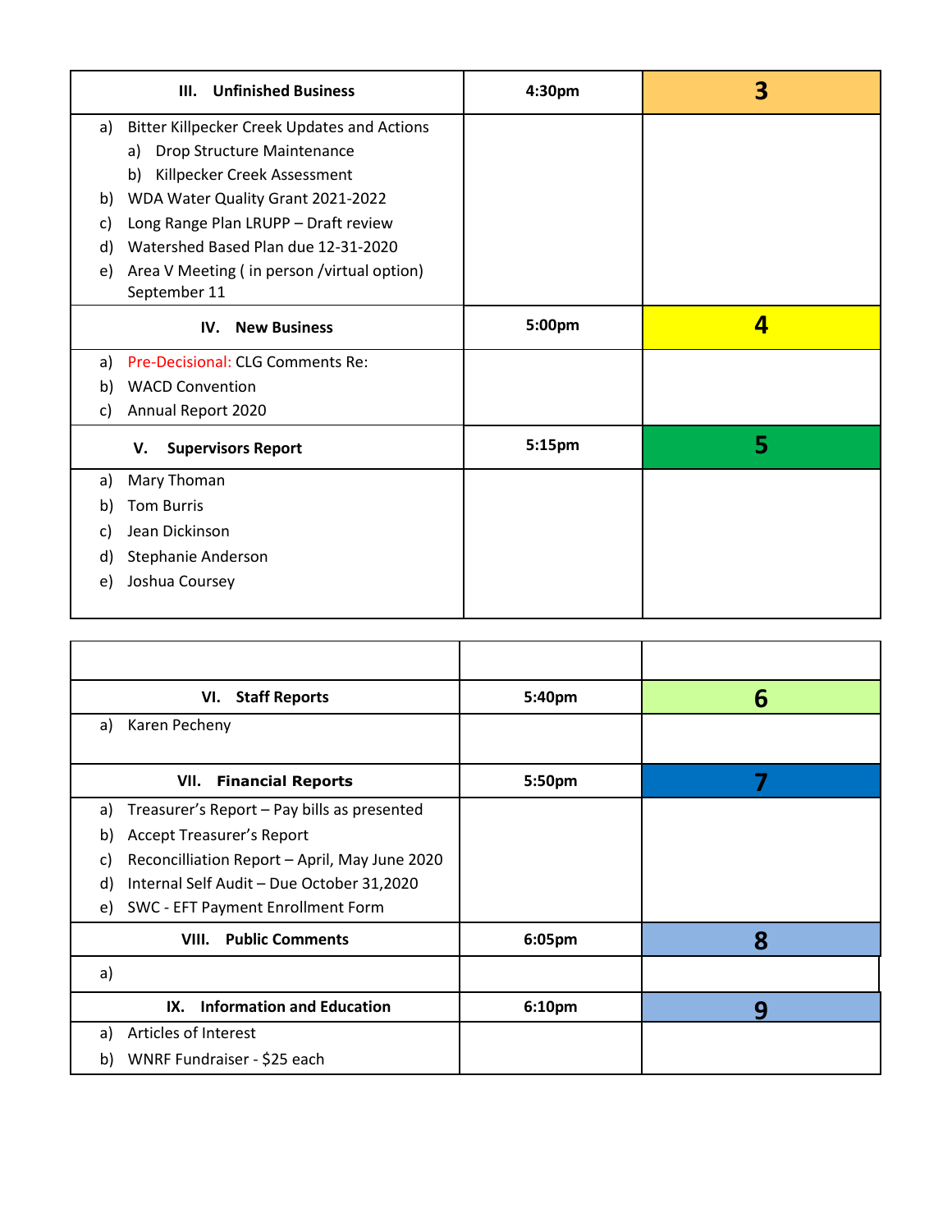| III. Unfinished Business | 4:30pm | 3 |
|---|---|---|
| a) Bitter Killpecker Creek Updates and Actions<br>a) Drop Structure Maintenance<br>b) Killpecker Creek Assessment<br>b) WDA Water Quality Grant 2021-2022<br>c) Long Range Plan LRUPP – Draft review<br>d) Watershed Based Plan due 12-31-2020<br>e) Area V Meeting ( in person /virtual option) September 11 | | |
| **IV. New Business** | **5:00pm** | **4** |
| a) Pre-Decisional: CLG Comments Re:<br>b) WACD Convention<br>c) Annual Report 2020 | | |
| **V. Supervisors Report** | **5:15pm** | **5** |
| a) Mary Thoman<br>b) Tom Burris<br>c) Jean Dickinson<br>d) Stephanie Anderson<br>e) Joshua Coursey | | |

| | | |
|---|---|---|
| **VI. Staff Reports** | **5:40pm** | **6** |
| a) Karen Pecheny | | |
| **VII. Financial Reports** | **5:50pm** | **7** |
| a) Treasurer's Report – Pay bills as presented<br>b) Accept Treasurer's Report<br>c) Reconcilliation Report – April, May June 2020<br>d) Internal Self Audit – Due October 31,2020<br>e) SWC - EFT Payment Enrollment Form | | |
| **VIII. Public Comments** | **6:05pm** | **8** |
| a) | | |
| **IX. Information and Education** | **6:10pm** | **9** |
| a) Articles of Interest<br>b) WNRF Fundraiser - $25 each | | |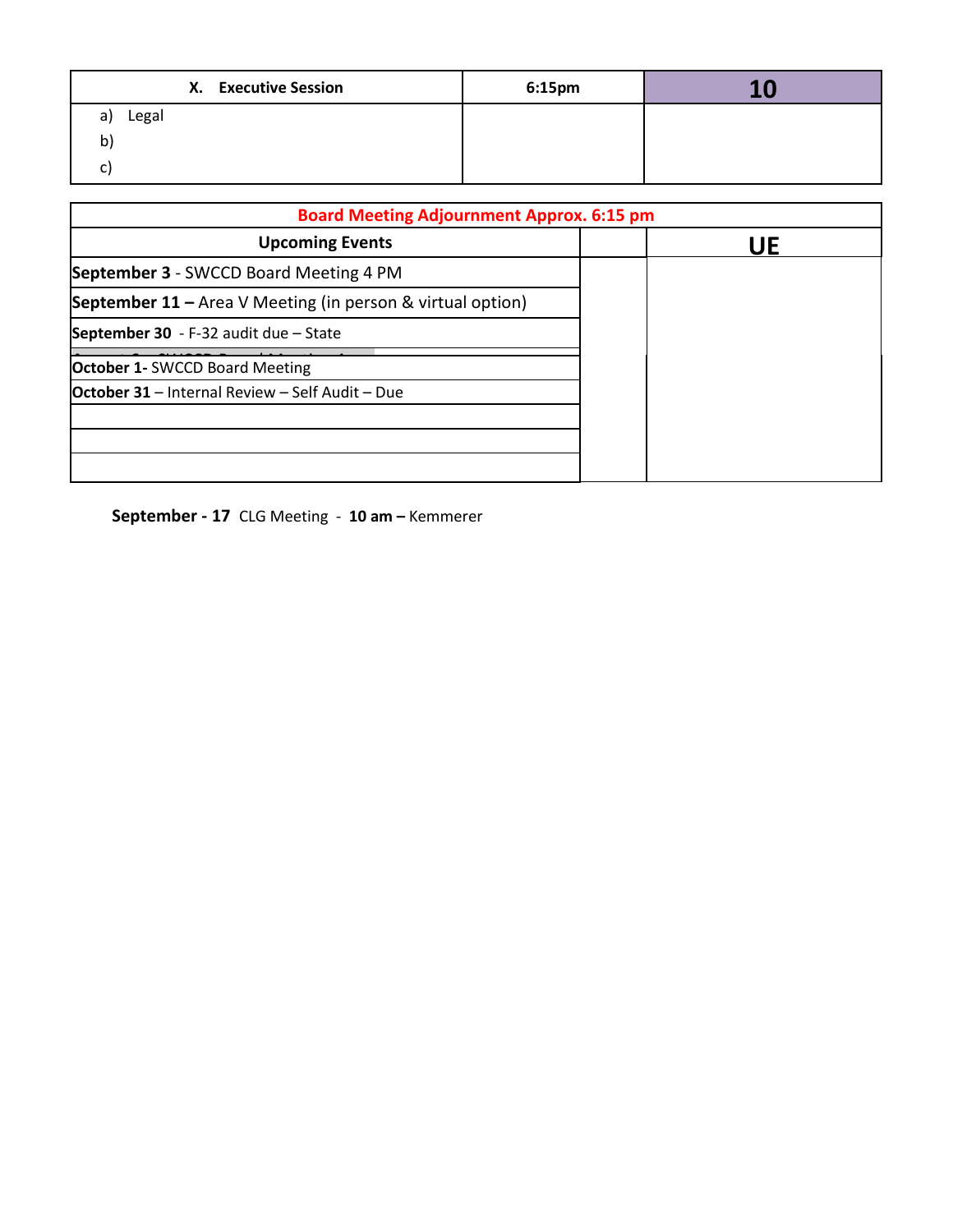| X. Executive Session | 6:15pm | 10 |
| --- | --- | --- |
| a) Legal<br>b)<br>c) | | |

| Board Meeting Adjournment Approx. 6:15 pm | | |
| --- | --- | --- |
| **Upcoming Events** | | **UE** |
| **September 3** - SWCCD Board Meeting 4 PM | | |
| **September 11 –** Area V Meeting (in person & virtual option) | | |
| **September 30** - F-32 audit due – State | | |
| **October 1-** SWCCD Board Meeting | | |
| **October 31** – Internal Review – Self Audit – Due | | |
| | | |
| | | |
| | | |

**September - 17** CLG Meeting - **10 am –** Kemmerer